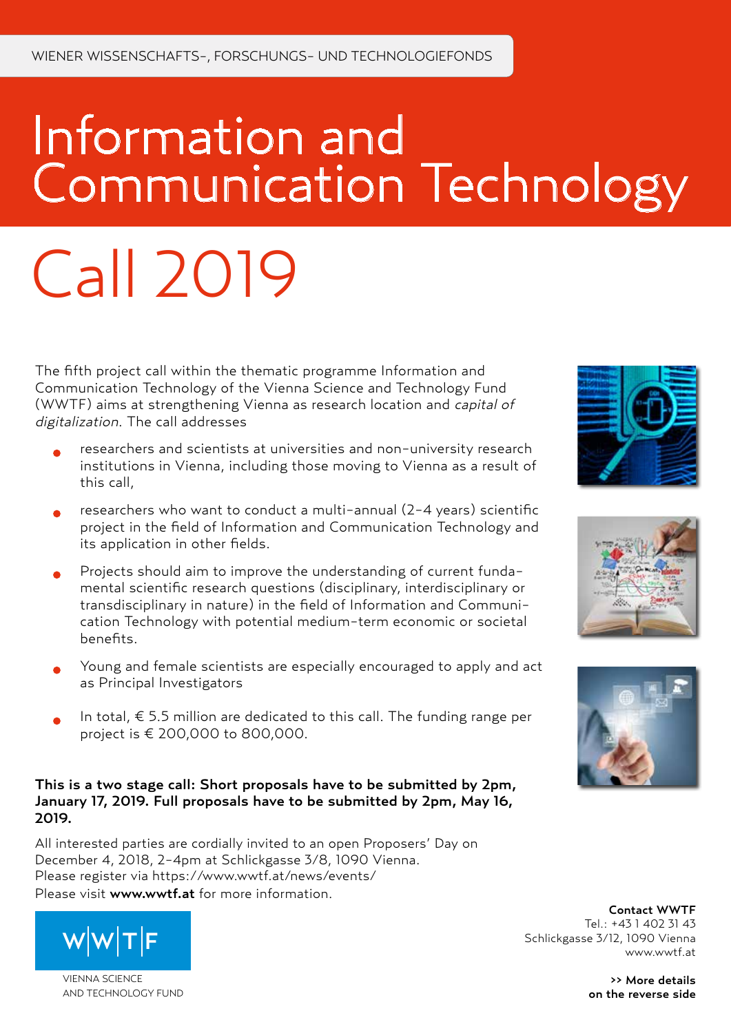WIENER WISSENSCHAFTS-, FORSCHUNGS- UND TECHNOLOGIEFONDS

# Information and Communication Technology

# Call 2019

The fifth project call within the thematic programme Information and Communication Technology of the Vienna Science and Technology Fund (WWTF) aims at strengthening Vienna as research location and *capital of digitalization*. The call addresses

- researchers and scientists at universities and non-university research institutions in Vienna, including those moving to Vienna as a result of this call,
- researchers who want to conduct a multi-annual (2-4 years) scientific project in the field of Information and Communication Technology and its application in other fields.
- Projects should aim to improve the understanding of current fundamental scientific research questions (disciplinary, interdisciplinary or transdisciplinary in nature) in the field of Information and Communication Technology with potential medium-term economic or societal benefits.
- Young and female scientists are especially encouraged to apply and act as Principal Investigators
- In total, € 5.5 million are dedicated to this call. The funding range per project is € 200,000 to 800,000.

**This is a two stage call: Short proposals have to be submitted by 2pm, January 17, 2019. Full proposals have to be submitted by 2pm, May 16, 2019.**

All interested parties are cordially invited to an open Proposers' Day on December 4, 2018, 2-4pm at Schlickgasse 3/8, 1090 Vienna.
Please register via https://www.wwtf.at/news/events/
Please visit **www.wwtf.at** for more information.

W|W|T|F
VIENNA SCIENCE AND TECHNOLOGY FUND

**Contact WWTF**
Tel.: +43 1 402 31 43
Schlickgasse 3/12, 1090 Vienna
www.wwtf.at

**>> More details on the reverse side**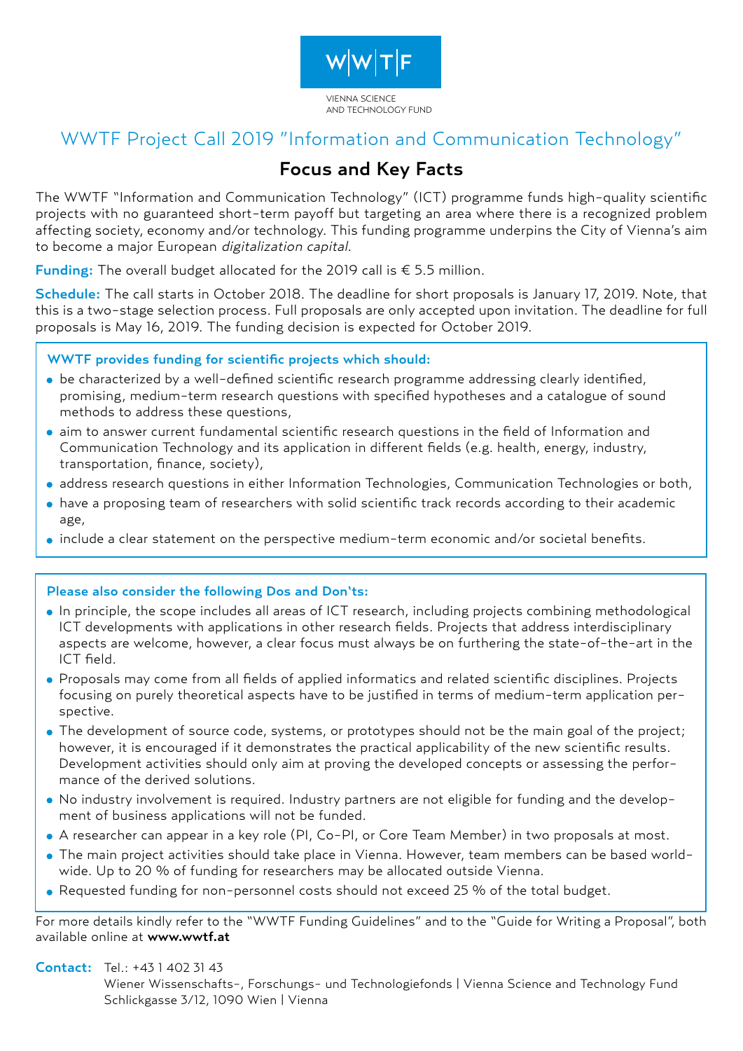W|W|T|F

VIENNA SCIENCE
AND TECHNOLOGY FUND

## WWTF Project Call 2019 "Information and Communication Technology"

# Focus and Key Facts

The WWTF "Information and Communication Technology" (ICT) programme funds high-quality scientific projects with no guaranteed short-term payoff but targeting an area where there is a recognized problem affecting society, economy and/or technology. This funding programme underpins the City of Vienna's aim to become a major European *digitalization capital*.

**Funding:** The overall budget allocated for the 2019 call is € 5.5 million.

**Schedule:** The call starts in October 2018. The deadline for short proposals is January 17, 2019. Note, that this is a two-stage selection process. Full proposals are only accepted upon invitation. The deadline for full proposals is May 16, 2019. The funding decision is expected for October 2019.

**WWTF provides funding for scientific projects which should:**

- be characterized by a well-defined scientific research programme addressing clearly identified, promising, medium-term research questions with specified hypotheses and a catalogue of sound methods to address these questions,
- aim to answer current fundamental scientific research questions in the field of Information and Communication Technology and its application in different fields (e.g. health, energy, industry, transportation, finance, society),
- address research questions in either Information Technologies, Communication Technologies or both,
- have a proposing team of researchers with solid scientific track records according to their academic age,
- include a clear statement on the perspective medium-term economic and/or societal benefits.

**Please also consider the following Dos and Don'ts:**

- In principle, the scope includes all areas of ICT research, including projects combining methodological ICT developments with applications in other research fields. Projects that address interdisciplinary aspects are welcome, however, a clear focus must always be on furthering the state-of-the-art in the ICT field.
- Proposals may come from all fields of applied informatics and related scientific disciplines. Projects focusing on purely theoretical aspects have to be justified in terms of medium-term application perspective.
- The development of source code, systems, or prototypes should not be the main goal of the project; however, it is encouraged if it demonstrates the practical applicability of the new scientific results. Development activities should only aim at proving the developed concepts or assessing the performance of the derived solutions.
- No industry involvement is required. Industry partners are not eligible for funding and the development of business applications will not be funded.
- A researcher can appear in a key role (PI, Co-PI, or Core Team Member) in two proposals at most.
- The main project activities should take place in Vienna. However, team members can be based worldwide. Up to 20 % of funding for researchers may be allocated outside Vienna.
- Requested funding for non-personnel costs should not exceed 25 % of the total budget.

For more details kindly refer to the "WWTF Funding Guidelines" and to the "Guide for Writing a Proposal", both available online at **www.wwtf.at**

**Contact:** Tel.: +43 1 402 31 43
Wiener Wissenschafts-, Forschungs- und Technologiefonds | Vienna Science and Technology Fund
Schlickgasse 3/12, 1090 Wien | Vienna